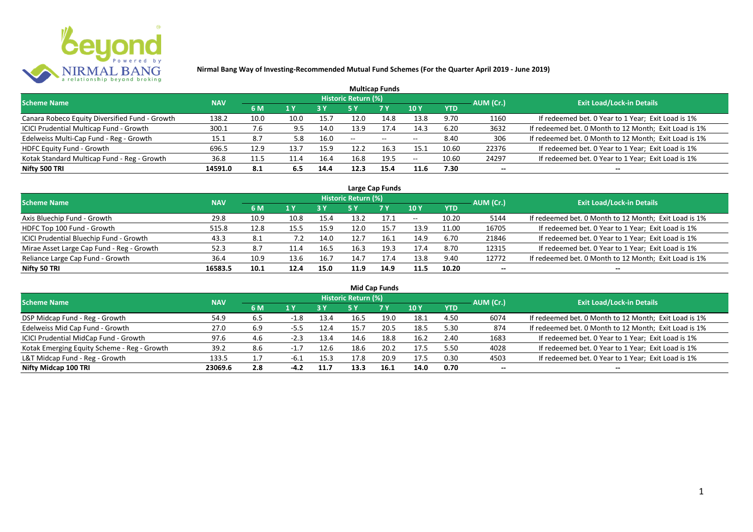# Nirmal Bang Way of Investing-Recommended Mutual Fund Schemes (For the Quarter April 2019 - June 2019)

## Multicap Funds

| Scheme Name | NAV | Historic Return (%) | | | | | | | AUM (Cr.) | Exit Load/Lock-in Details |
|---|---|---|---|---|---|---|---|---|---|---|
| | | 6 M | 1 Y | 3 Y | 5 Y | 7 Y | 10 Y | YTD | | |
| Canara Robeco Equity Diversified Fund - Growth | 138.2 | 10.0 | 10.0 | 15.7 | 12.0 | 14.8 | 13.8 | 9.70 | 1160 | If redeemed bet. 0 Year to 1 Year; Exit Load is 1% |
| ICICI Prudential Multicap Fund - Growth | 300.1 | 7.6 | 9.5 | 14.0 | 13.9 | 17.4 | 14.3 | 6.20 | 3632 | If redeemed bet. 0 Month to 12 Month; Exit Load is 1% |
| Edelweiss Multi-Cap Fund - Reg - Growth | 15.1 | 8.7 | 5.8 | 16.0 | -- | -- | -- | 8.40 | 306 | If redeemed bet. 0 Month to 12 Month; Exit Load is 1% |
| HDFC Equity Fund - Growth | 696.5 | 12.9 | 13.7 | 15.9 | 12.2 | 16.3 | 15.1 | 10.60 | 22376 | If redeemed bet. 0 Year to 1 Year; Exit Load is 1% |
| Kotak Standard Multicap Fund - Reg - Growth | 36.8 | 11.5 | 11.4 | 16.4 | 16.8 | 19.5 | -- | 10.60 | 24297 | If redeemed bet. 0 Year to 1 Year; Exit Load is 1% |
| **Nifty 500 TRI** | **14591.0** | **8.1** | **6.5** | **14.4** | **12.3** | **15.4** | **11.6** | **7.30** | **--** | **--** |

## Large Cap Funds

| Scheme Name | NAV | Historic Return (%) | | | | | | | AUM (Cr.) | Exit Load/Lock-in Details |
|---|---|---|---|---|---|---|---|---|---|---|
| | | 6 M | 1 Y | 3 Y | 5 Y | 7 Y | 10 Y | YTD | | |
| Axis Bluechip Fund - Growth | 29.8 | 10.9 | 10.8 | 15.4 | 13.2 | 17.1 | -- | 10.20 | 5144 | If redeemed bet. 0 Month to 12 Month; Exit Load is 1% |
| HDFC Top 100 Fund - Growth | 515.8 | 12.8 | 15.5 | 15.9 | 12.0 | 15.7 | 13.9 | 11.00 | 16705 | If redeemed bet. 0 Year to 1 Year; Exit Load is 1% |
| ICICI Prudential Bluechip Fund - Growth | 43.3 | 8.1 | 7.2 | 14.0 | 12.7 | 16.1 | 14.9 | 6.70 | 21846 | If redeemed bet. 0 Year to 1 Year; Exit Load is 1% |
| Mirae Asset Large Cap Fund - Reg - Growth | 52.3 | 8.7 | 11.4 | 16.5 | 16.3 | 19.3 | 17.4 | 8.70 | 12315 | If redeemed bet. 0 Year to 1 Year; Exit Load is 1% |
| Reliance Large Cap Fund - Growth | 36.4 | 10.9 | 13.6 | 16.7 | 14.7 | 17.4 | 13.8 | 9.40 | 12772 | If redeemed bet. 0 Month to 12 Month; Exit Load is 1% |
| **Nifty 50 TRI** | **16583.5** | **10.1** | **12.4** | **15.0** | **11.9** | **14.9** | **11.5** | **10.20** | **--** | **--** |

## Mid Cap Funds

| Scheme Name | NAV | Historic Return (%) | | | | | | | AUM (Cr.) | Exit Load/Lock-in Details |
|---|---|---|---|---|---|---|---|---|---|---|
| | | 6 M | 1 Y | 3 Y | 5 Y | 7 Y | 10 Y | YTD | | |
| DSP Midcap Fund - Reg - Growth | 54.9 | 6.5 | -1.8 | 13.4 | 16.5 | 19.0 | 18.1 | 4.50 | 6074 | If redeemed bet. 0 Month to 12 Month; Exit Load is 1% |
| Edelweiss Mid Cap Fund - Growth | 27.0 | 6.9 | -5.5 | 12.4 | 15.7 | 20.5 | 18.5 | 5.30 | 874 | If redeemed bet. 0 Month to 12 Month; Exit Load is 1% |
| ICICI Prudential MidCap Fund - Growth | 97.6 | 4.6 | -2.3 | 13.4 | 14.6 | 18.8 | 16.2 | 2.40 | 1683 | If redeemed bet. 0 Year to 1 Year; Exit Load is 1% |
| Kotak Emerging Equity Scheme - Reg - Growth | 39.2 | 8.6 | -1.7 | 12.6 | 18.6 | 20.2 | 17.5 | 5.50 | 4028 | If redeemed bet. 0 Year to 1 Year; Exit Load is 1% |
| L&T Midcap Fund - Reg - Growth | 133.5 | 1.7 | -6.1 | 15.3 | 17.8 | 20.9 | 17.5 | 0.30 | 4503 | If redeemed bet. 0 Year to 1 Year; Exit Load is 1% |
| **Nifty Midcap 100 TRI** | **23069.6** | **2.8** | **-4.2** | **11.7** | **13.3** | **16.1** | **14.0** | **0.70** | **--** | **--** |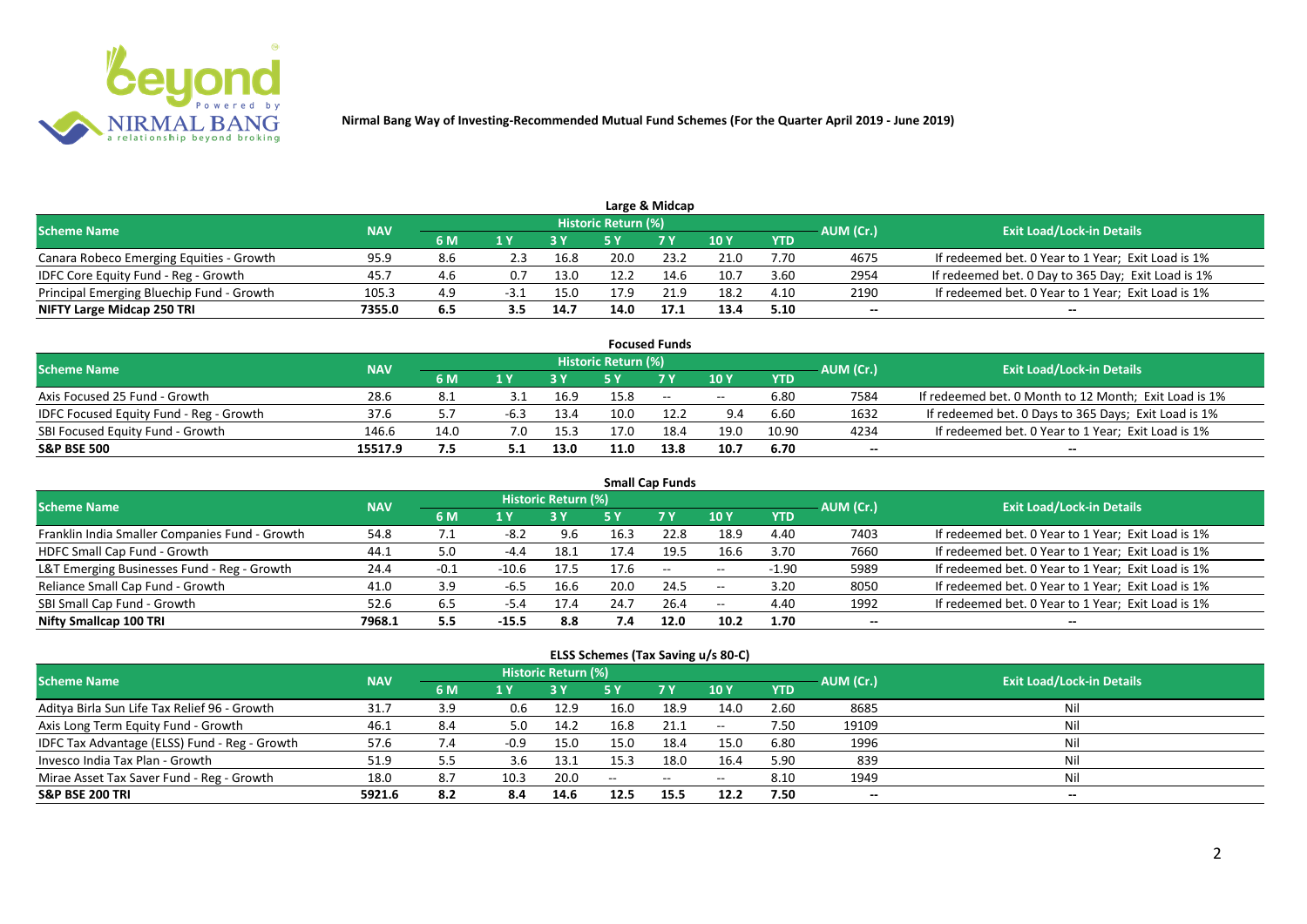**Nirmal Bang Way of Investing-Recommended Mutual Fund Schemes (For the Quarter April 2019 - June 2019)**

## Large & Midcap

| Scheme Name | NAV | Historic Return (%) | | | | | | | AUM (Cr.) | Exit Load/Lock-in Details |
|---|---|---|---|---|---|---|---|---|---|---|
| | | 6 M | 1 Y | 3 Y | 5 Y | 7 Y | 10 Y | YTD | | |
| Canara Robeco Emerging Equities - Growth | 95.9 | 8.6 | 2.3 | 16.8 | 20.0 | 23.2 | 21.0 | 7.70 | 4675 | If redeemed bet. 0 Year to 1 Year; Exit Load is 1% |
| IDFC Core Equity Fund - Reg - Growth | 45.7 | 4.6 | 0.7 | 13.0 | 12.2 | 14.6 | 10.7 | 3.60 | 2954 | If redeemed bet. 0 Day to 365 Day; Exit Load is 1% |
| Principal Emerging Bluechip Fund - Growth | 105.3 | 4.9 | -3.1 | 15.0 | 17.9 | 21.9 | 18.2 | 4.10 | 2190 | If redeemed bet. 0 Year to 1 Year; Exit Load is 1% |
| **NIFTY Large Midcap 250 TRI** | **7355.0** | **6.5** | **3.5** | **14.7** | **14.0** | **17.1** | **13.4** | **5.10** | -- | -- |

## Focused Funds

| Scheme Name | NAV | Historic Return (%) | | | | | | | AUM (Cr.) | Exit Load/Lock-in Details |
|---|---|---|---|---|---|---|---|---|---|---|
| | | 6 M | 1 Y | 3 Y | 5 Y | 7 Y | 10 Y | YTD | | |
| Axis Focused 25 Fund - Growth | 28.6 | 8.1 | 3.1 | 16.9 | 15.8 | -- | -- | 6.80 | 7584 | If redeemed bet. 0 Month to 12 Month; Exit Load is 1% |
| IDFC Focused Equity Fund - Reg - Growth | 37.6 | 5.7 | -6.3 | 13.4 | 10.0 | 12.2 | 9.4 | 6.60 | 1632 | If redeemed bet. 0 Days to 365 Days; Exit Load is 1% |
| SBI Focused Equity Fund - Growth | 146.6 | 14.0 | 7.0 | 15.3 | 17.0 | 18.4 | 19.0 | 10.90 | 4234 | If redeemed bet. 0 Year to 1 Year; Exit Load is 1% |
| **S&P BSE 500** | **15517.9** | **7.5** | **5.1** | **13.0** | **11.0** | **13.8** | **10.7** | **6.70** | -- | -- |

## Small Cap Funds

| Scheme Name | NAV | Historic Return (%) | | | | | | | AUM (Cr.) | Exit Load/Lock-in Details |
|---|---|---|---|---|---|---|---|---|---|---|
| | | 6 M | 1 Y | 3 Y | 5 Y | 7 Y | 10 Y | YTD | | |
| Franklin India Smaller Companies Fund - Growth | 54.8 | 7.1 | -8.2 | 9.6 | 16.3 | 22.8 | 18.9 | 4.40 | 7403 | If redeemed bet. 0 Year to 1 Year; Exit Load is 1% |
| HDFC Small Cap Fund - Growth | 44.1 | 5.0 | -4.4 | 18.1 | 17.4 | 19.5 | 16.6 | 3.70 | 7660 | If redeemed bet. 0 Year to 1 Year; Exit Load is 1% |
| L&T Emerging Businesses Fund - Reg - Growth | 24.4 | -0.1 | -10.6 | 17.5 | 17.6 | -- | -- | -1.90 | 5989 | If redeemed bet. 0 Year to 1 Year; Exit Load is 1% |
| Reliance Small Cap Fund - Growth | 41.0 | 3.9 | -6.5 | 16.6 | 20.0 | 24.5 | -- | 3.20 | 8050 | If redeemed bet. 0 Year to 1 Year; Exit Load is 1% |
| SBI Small Cap Fund - Growth | 52.6 | 6.5 | -5.4 | 17.4 | 24.7 | 26.4 | -- | 4.40 | 1992 | If redeemed bet. 0 Year to 1 Year; Exit Load is 1% |
| **Nifty Smallcap 100 TRI** | **7968.1** | **5.5** | **-15.5** | **8.8** | **7.4** | **12.0** | **10.2** | **1.70** | -- | -- |

## ELSS Schemes (Tax Saving u/s 80-C)

| Scheme Name | NAV | Historic Return (%) | | | | | | | AUM (Cr.) | Exit Load/Lock-in Details |
|---|---|---|---|---|---|---|---|---|---|---|
| | | 6 M | 1 Y | 3 Y | 5 Y | 7 Y | 10 Y | YTD | | |
| Aditya Birla Sun Life Tax Relief 96 - Growth | 31.7 | 3.9 | 0.6 | 12.9 | 16.0 | 18.9 | 14.0 | 2.60 | 8685 | Nil |
| Axis Long Term Equity Fund - Growth | 46.1 | 8.4 | 5.0 | 14.2 | 16.8 | 21.1 | -- | 7.50 | 19109 | Nil |
| IDFC Tax Advantage (ELSS) Fund - Reg - Growth | 57.6 | 7.4 | -0.9 | 15.0 | 15.0 | 18.4 | 15.0 | 6.80 | 1996 | Nil |
| Invesco India Tax Plan - Growth | 51.9 | 5.5 | 3.6 | 13.1 | 15.3 | 18.0 | 16.4 | 5.90 | 839 | Nil |
| Mirae Asset Tax Saver Fund - Reg - Growth | 18.0 | 8.7 | 10.3 | 20.0 | -- | -- | -- | 8.10 | 1949 | Nil |
| **S&P BSE 200 TRI** | **5921.6** | **8.2** | **8.4** | **14.6** | **12.5** | **15.5** | **12.2** | **7.50** | -- | -- |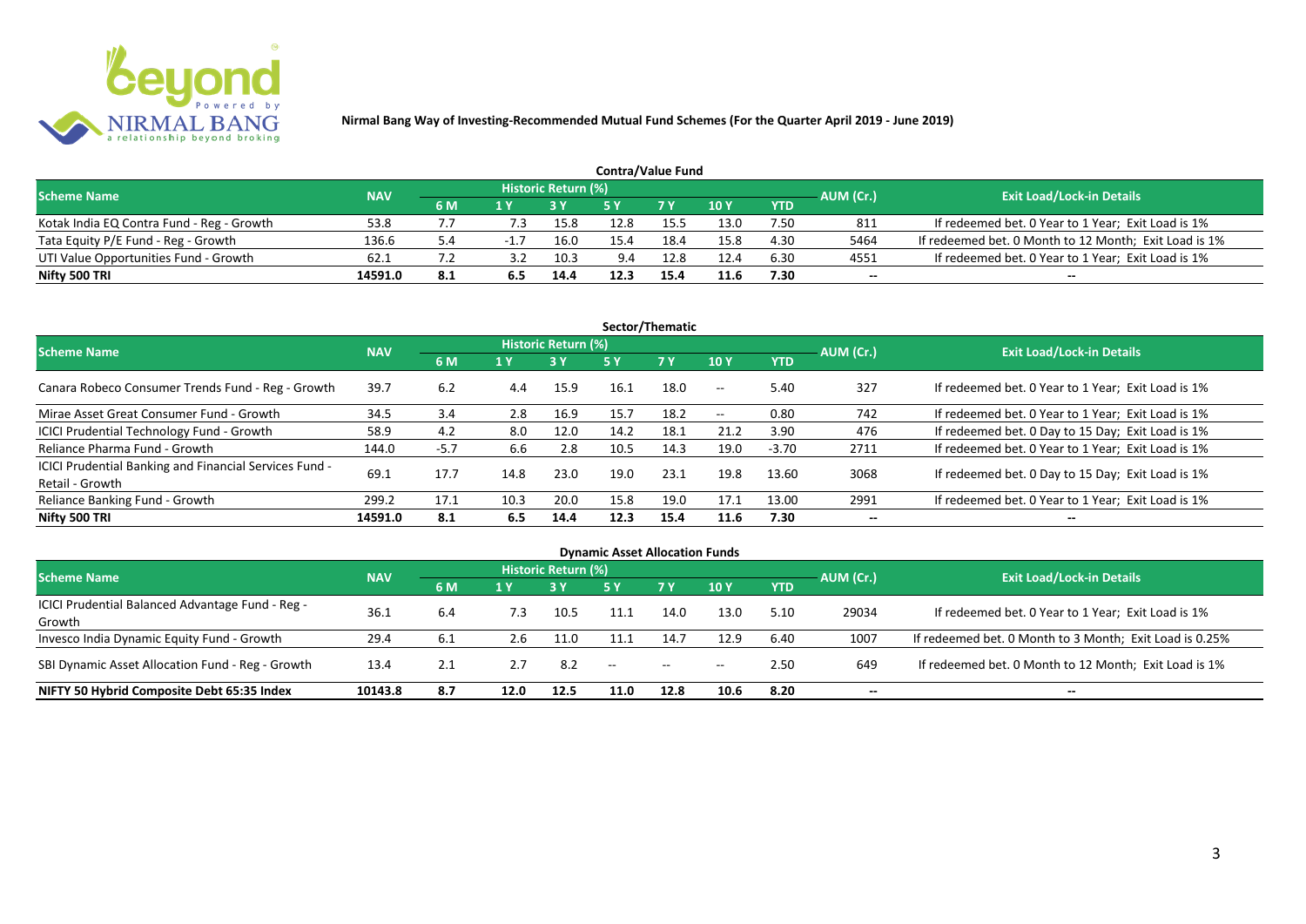**Nirmal Bang Way of Investing-Recommended Mutual Fund Schemes (For the Quarter April 2019 - June 2019)**

### Contra/Value Fund

| Scheme Name | NAV | Historic Return (%) | | | | | | | AUM (Cr.) | Exit Load/Lock-in Details |
|---|---|---|---|---|---|---|---|---|---|---|
| | | 6 M | 1 Y | 3 Y | 5 Y | 7 Y | 10 Y | YTD | | |
| Kotak India EQ Contra Fund - Reg - Growth | 53.8 | 7.7 | 7.3 | 15.8 | 12.8 | 15.5 | 13.0 | 7.50 | 811 | If redeemed bet. 0 Year to 1 Year; Exit Load is 1% |
| Tata Equity P/E Fund - Reg - Growth | 136.6 | 5.4 | -1.7 | 16.0 | 15.4 | 18.4 | 15.8 | 4.30 | 5464 | If redeemed bet. 0 Month to 12 Month; Exit Load is 1% |
| UTI Value Opportunities Fund - Growth | 62.1 | 7.2 | 3.2 | 10.3 | 9.4 | 12.8 | 12.4 | 6.30 | 4551 | If redeemed bet. 0 Year to 1 Year; Exit Load is 1% |
| **Nifty 500 TRI** | **14591.0** | **8.1** | **6.5** | **14.4** | **12.3** | **15.4** | **11.6** | **7.30** | **--** | **--** |

### Sector/Thematic

| Scheme Name | NAV | Historic Return (%) | | | | | | | AUM (Cr.) | Exit Load/Lock-in Details |
|---|---|---|---|---|---|---|---|---|---|---|
| | | 6 M | 1 Y | 3 Y | 5 Y | 7 Y | 10 Y | YTD | | |
| Canara Robeco Consumer Trends Fund - Reg - Growth | 39.7 | 6.2 | 4.4 | 15.9 | 16.1 | 18.0 | -- | 5.40 | 327 | If redeemed bet. 0 Year to 1 Year; Exit Load is 1% |
| Mirae Asset Great Consumer Fund - Growth | 34.5 | 3.4 | 2.8 | 16.9 | 15.7 | 18.2 | -- | 0.80 | 742 | If redeemed bet. 0 Year to 1 Year; Exit Load is 1% |
| ICICI Prudential Technology Fund - Growth | 58.9 | 4.2 | 8.0 | 12.0 | 14.2 | 18.1 | 21.2 | 3.90 | 476 | If redeemed bet. 0 Day to 15 Day; Exit Load is 1% |
| Reliance Pharma Fund - Growth | 144.0 | -5.7 | 6.6 | 2.8 | 10.5 | 14.3 | 19.0 | -3.70 | 2711 | If redeemed bet. 0 Year to 1 Year; Exit Load is 1% |
| ICICI Prudential Banking and Financial Services Fund - Retail - Growth | 69.1 | 17.7 | 14.8 | 23.0 | 19.0 | 23.1 | 19.8 | 13.60 | 3068 | If redeemed bet. 0 Day to 15 Day; Exit Load is 1% |
| Reliance Banking Fund - Growth | 299.2 | 17.1 | 10.3 | 20.0 | 15.8 | 19.0 | 17.1 | 13.00 | 2991 | If redeemed bet. 0 Year to 1 Year; Exit Load is 1% |
| **Nifty 500 TRI** | **14591.0** | **8.1** | **6.5** | **14.4** | **12.3** | **15.4** | **11.6** | **7.30** | **--** | **--** |

### Dynamic Asset Allocation Funds

| Scheme Name | NAV | Historic Return (%) | | | | | | | AUM (Cr.) | Exit Load/Lock-in Details |
|---|---|---|---|---|---|---|---|---|---|---|
| | | 6 M | 1 Y | 3 Y | 5 Y | 7 Y | 10 Y | YTD | | |
| ICICI Prudential Balanced Advantage Fund - Reg - Growth | 36.1 | 6.4 | 7.3 | 10.5 | 11.1 | 14.0 | 13.0 | 5.10 | 29034 | If redeemed bet. 0 Year to 1 Year; Exit Load is 1% |
| Invesco India Dynamic Equity Fund - Growth | 29.4 | 6.1 | 2.6 | 11.0 | 11.1 | 14.7 | 12.9 | 6.40 | 1007 | If redeemed bet. 0 Month to 3 Month; Exit Load is 0.25% |
| SBI Dynamic Asset Allocation Fund - Reg - Growth | 13.4 | 2.1 | 2.7 | 8.2 | -- | -- | -- | 2.50 | 649 | If redeemed bet. 0 Month to 12 Month; Exit Load is 1% |
| **NIFTY 50 Hybrid Composite Debt 65:35 Index** | **10143.8** | **8.7** | **12.0** | **12.5** | **11.0** | **12.8** | **10.6** | **8.20** | **--** | **--** |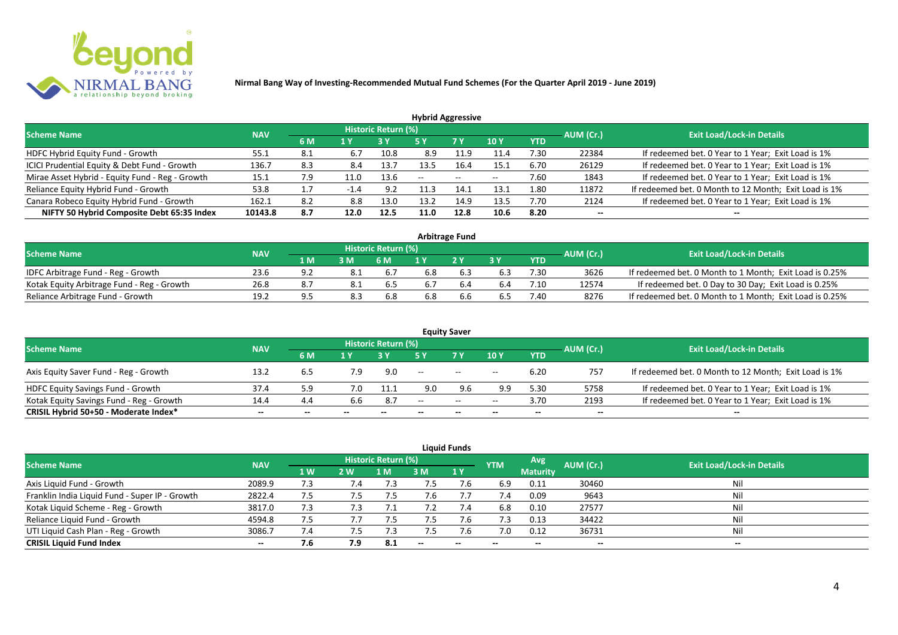**Nirmal Bang Way of Investing-Recommended Mutual Fund Schemes (For the Quarter April 2019 - June 2019)**

## Hybrid Aggressive

| Scheme Name | NAV | Historic Return (%) | | | | | | | AUM (Cr.) | Exit Load/Lock-in Details |
|---|---|---|---|---|---|---|---|---|---|---|
| | | 6 M | 1 Y | 3 Y | 5 Y | 7 Y | 10 Y | YTD | | |
| HDFC Hybrid Equity Fund - Growth | 55.1 | 8.1 | 6.7 | 10.8 | 8.9 | 11.9 | 11.4 | 7.30 | 22384 | If redeemed bet. 0 Year to 1 Year; Exit Load is 1% |
| ICICI Prudential Equity & Debt Fund - Growth | 136.7 | 8.3 | 8.4 | 13.7 | 13.5 | 16.4 | 15.1 | 6.70 | 26129 | If redeemed bet. 0 Year to 1 Year; Exit Load is 1% |
| Mirae Asset Hybrid - Equity Fund - Reg - Growth | 15.1 | 7.9 | 11.0 | 13.6 | -- | -- | -- | 7.60 | 1843 | If redeemed bet. 0 Year to 1 Year; Exit Load is 1% |
| Reliance Equity Hybrid Fund - Growth | 53.8 | 1.7 | -1.4 | 9.2 | 11.3 | 14.1 | 13.1 | 1.80 | 11872 | If redeemed bet. 0 Month to 12 Month; Exit Load is 1% |
| Canara Robeco Equity Hybrid Fund - Growth | 162.1 | 8.2 | 8.8 | 13.0 | 13.2 | 14.9 | 13.5 | 7.70 | 2124 | If redeemed bet. 0 Year to 1 Year; Exit Load is 1% |
| **NIFTY 50 Hybrid Composite Debt 65:35 Index** | **10143.8** | **8.7** | **12.0** | **12.5** | **11.0** | **12.8** | **10.6** | **8.20** | **--** | **--** |

## Arbitrage Fund

| Scheme Name | NAV | Historic Return (%) | | | | | | | AUM (Cr.) | Exit Load/Lock-in Details |
|---|---|---|---|---|---|---|---|---|---|---|
| | | 1 M | 3 M | 6 M | 1 Y | 2 Y | 3 Y | YTD | | |
| IDFC Arbitrage Fund - Reg - Growth | 23.6 | 9.2 | 8.1 | 6.7 | 6.8 | 6.3 | 6.3 | 7.30 | 3626 | If redeemed bet. 0 Month to 1 Month; Exit Load is 0.25% |
| Kotak Equity Arbitrage Fund - Reg - Growth | 26.8 | 8.7 | 8.1 | 6.5 | 6.7 | 6.4 | 6.4 | 7.10 | 12574 | If redeemed bet. 0 Day to 30 Day; Exit Load is 0.25% |
| Reliance Arbitrage Fund - Growth | 19.2 | 9.5 | 8.3 | 6.8 | 6.8 | 6.6 | 6.5 | 7.40 | 8276 | If redeemed bet. 0 Month to 1 Month; Exit Load is 0.25% |

## Equity Saver

| Scheme Name | NAV | Historic Return (%) | | | | | | | AUM (Cr.) | Exit Load/Lock-in Details |
|---|---|---|---|---|---|---|---|---|---|---|
| | | 6 M | 1 Y | 3 Y | 5 Y | 7 Y | 10 Y | YTD | | |
| Axis Equity Saver Fund - Reg - Growth | 13.2 | 6.5 | 7.9 | 9.0 | -- | -- | -- | 6.20 | 757 | If redeemed bet. 0 Month to 12 Month; Exit Load is 1% |
| HDFC Equity Savings Fund - Growth | 37.4 | 5.9 | 7.0 | 11.1 | 9.0 | 9.6 | 9.9 | 5.30 | 5758 | If redeemed bet. 0 Year to 1 Year; Exit Load is 1% |
| Kotak Equity Savings Fund - Reg - Growth | 14.4 | 4.4 | 6.6 | 8.7 | -- | -- | -- | 3.70 | 2193 | If redeemed bet. 0 Year to 1 Year; Exit Load is 1% |
| **CRISIL Hybrid 50+50 - Moderate Index*** | **--** | **--** | **--** | **--** | **--** | **--** | **--** | **--** | **--** | **--** |

## Liquid Funds

| Scheme Name | NAV | Historic Return (%) | | | | | YTM | Avg Maturity | AUM (Cr.) | Exit Load/Lock-in Details |
|---|---|---|---|---|---|---|---|---|---|---|
| | | 1 W | 2 W | 1 M | 3 M | 1 Y | | | | |
| Axis Liquid Fund - Growth | 2089.9 | 7.3 | 7.4 | 7.3 | 7.5 | 7.6 | 6.9 | 0.11 | 30460 | Nil |
| Franklin India Liquid Fund - Super IP - Growth | 2822.4 | 7.5 | 7.5 | 7.5 | 7.6 | 7.7 | 7.4 | 0.09 | 9643 | Nil |
| Kotak Liquid Scheme - Reg - Growth | 3817.0 | 7.3 | 7.3 | 7.1 | 7.2 | 7.4 | 6.8 | 0.10 | 27577 | Nil |
| Reliance Liquid Fund - Growth | 4594.8 | 7.5 | 7.7 | 7.5 | 7.5 | 7.6 | 7.3 | 0.13 | 34422 | Nil |
| UTI Liquid Cash Plan - Reg - Growth | 3086.7 | 7.4 | 7.5 | 7.3 | 7.5 | 7.6 | 7.0 | 0.12 | 36731 | Nil |
| **CRISIL Liquid Fund Index** | **--** | **7.6** | **7.9** | **8.1** | **--** | **--** | **--** | **--** | **--** | **--** |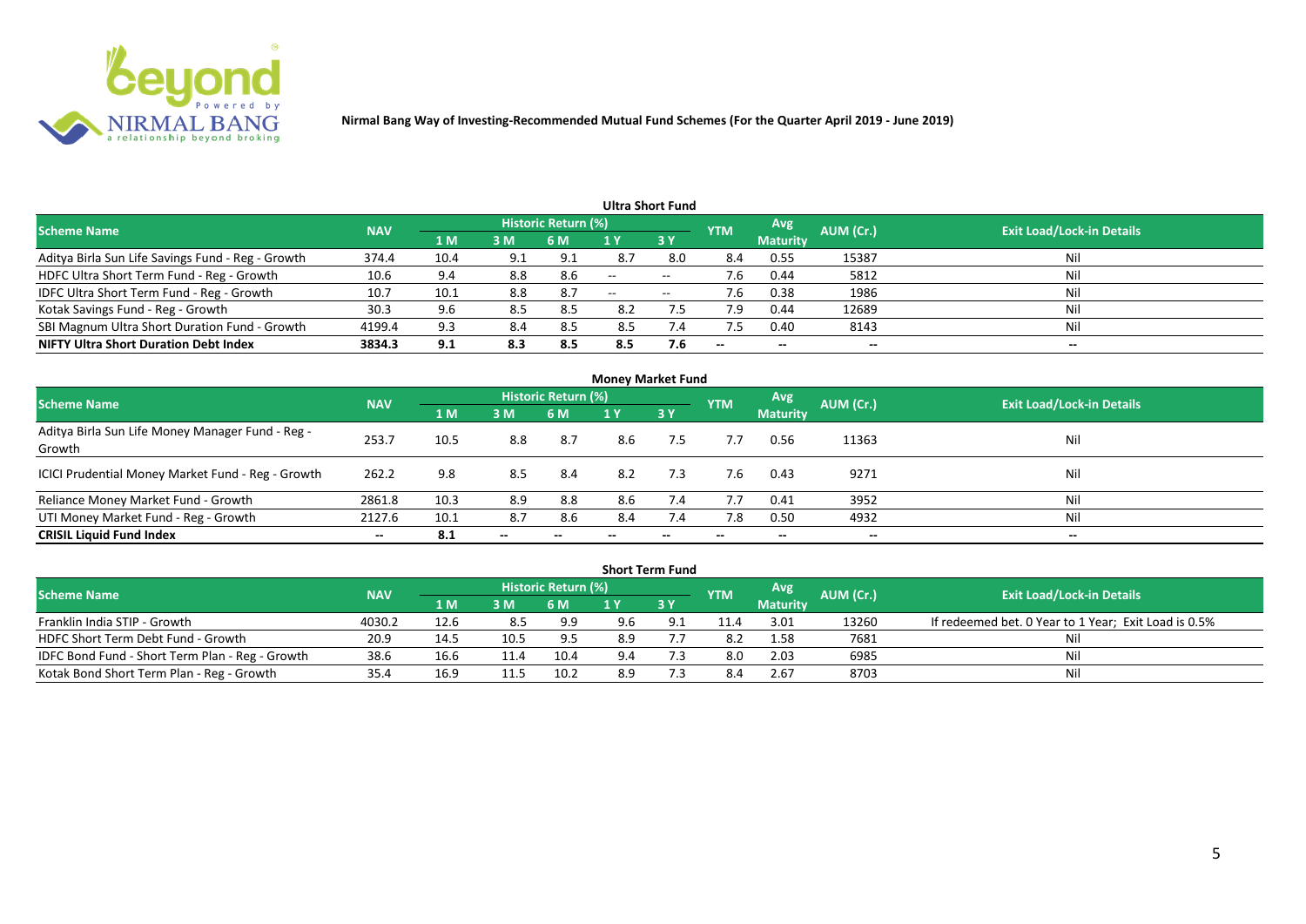Nirmal Bang Way of Investing-Recommended Mutual Fund Schemes (For the Quarter April 2019 - June 2019)

## Ultra Short Fund

| Scheme Name | NAV | Historic Return (%) | | | | | YTM | Avg Maturity | AUM (Cr.) | Exit Load/Lock-in Details |
|---|---|---|---|---|---|---|---|---|---|---|
| | | 1 M | 3 M | 6 M | 1 Y | 3 Y | | | | |
| Aditya Birla Sun Life Savings Fund - Reg - Growth | 374.4 | 10.4 | 9.1 | 9.1 | 8.7 | 8.0 | 8.4 | 0.55 | 15387 | Nil |
| HDFC Ultra Short Term Fund - Reg - Growth | 10.6 | 9.4 | 8.8 | 8.6 | -- | -- | 7.6 | 0.44 | 5812 | Nil |
| IDFC Ultra Short Term Fund - Reg - Growth | 10.7 | 10.1 | 8.8 | 8.7 | -- | -- | 7.6 | 0.38 | 1986 | Nil |
| Kotak Savings Fund - Reg - Growth | 30.3 | 9.6 | 8.5 | 8.5 | 8.2 | 7.5 | 7.9 | 0.44 | 12689 | Nil |
| SBI Magnum Ultra Short Duration Fund - Growth | 4199.4 | 9.3 | 8.4 | 8.5 | 8.5 | 7.4 | 7.5 | 0.40 | 8143 | Nil |
| **NIFTY Ultra Short Duration Debt Index** | **3834.3** | **9.1** | **8.3** | **8.5** | **8.5** | **7.6** | -- | -- | -- | -- |

## Money Market Fund

| Scheme Name | NAV | Historic Return (%) | | | | | YTM | Avg Maturity | AUM (Cr.) | Exit Load/Lock-in Details |
|---|---|---|---|---|---|---|---|---|---|---|
| | | 1 M | 3 M | 6 M | 1 Y | 3 Y | | | | |
| Aditya Birla Sun Life Money Manager Fund - Reg - Growth | 253.7 | 10.5 | 8.8 | 8.7 | 8.6 | 7.5 | 7.7 | 0.56 | 11363 | Nil |
| ICICI Prudential Money Market Fund - Reg - Growth | 262.2 | 9.8 | 8.5 | 8.4 | 8.2 | 7.3 | 7.6 | 0.43 | 9271 | Nil |
| Reliance Money Market Fund - Growth | 2861.8 | 10.3 | 8.9 | 8.8 | 8.6 | 7.4 | 7.7 | 0.41 | 3952 | Nil |
| UTI Money Market Fund - Reg - Growth | 2127.6 | 10.1 | 8.7 | 8.6 | 8.4 | 7.4 | 7.8 | 0.50 | 4932 | Nil |
| **CRISIL Liquid Fund Index** | -- | **8.1** | -- | -- | -- | -- | -- | -- | -- | -- |

## Short Term Fund

| Scheme Name | NAV | Historic Return (%) | | | | | YTM | Avg Maturity | AUM (Cr.) | Exit Load/Lock-in Details |
|---|---|---|---|---|---|---|---|---|---|---|
| | | 1 M | 3 M | 6 M | 1 Y | 3 Y | | | | |
| Franklin India STIP - Growth | 4030.2 | 12.6 | 8.5 | 9.9 | 9.6 | 9.1 | 11.4 | 3.01 | 13260 | If redeemed bet. 0 Year to 1 Year; Exit Load is 0.5% |
| HDFC Short Term Debt Fund - Growth | 20.9 | 14.5 | 10.5 | 9.5 | 8.9 | 7.7 | 8.2 | 1.58 | 7681 | Nil |
| IDFC Bond Fund - Short Term Plan - Reg - Growth | 38.6 | 16.6 | 11.4 | 10.4 | 9.4 | 7.3 | 8.0 | 2.03 | 6985 | Nil |
| Kotak Bond Short Term Plan - Reg - Growth | 35.4 | 16.9 | 11.5 | 10.2 | 8.9 | 7.3 | 8.4 | 2.67 | 8703 | Nil |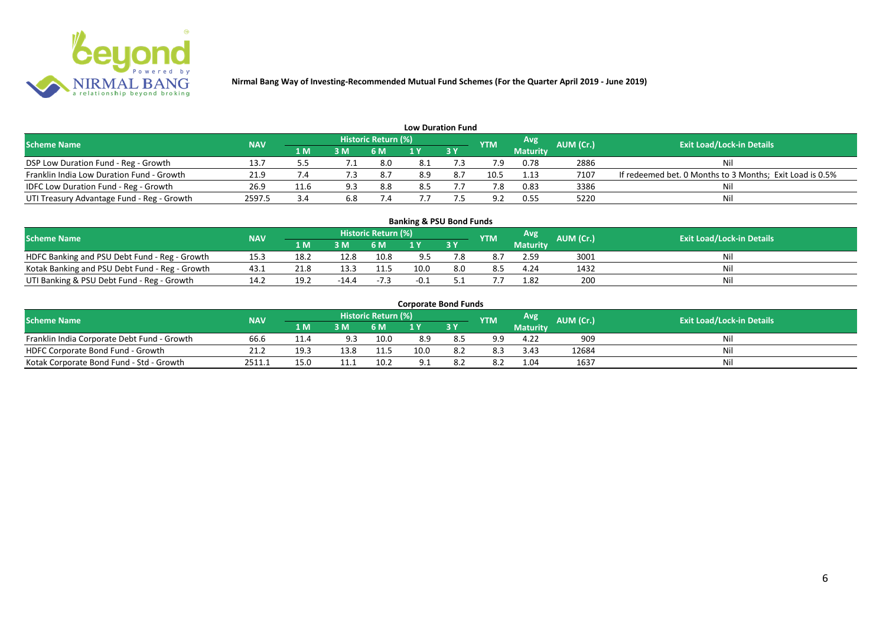**Nirmal Bang Way of Investing-Recommended Mutual Fund Schemes (For the Quarter April 2019 - June 2019)**

### Low Duration Fund

| Scheme Name | NAV | Historic Return (%) | | | | | YTM | Avg Maturity | AUM (Cr.) | Exit Load/Lock-in Details |
|---|---|---|---|---|---|---|---|---|---|---|
| | | 1 M | 3 M | 6 M | 1 Y | 3 Y | | | | |
| DSP Low Duration Fund - Reg - Growth | 13.7 | 5.5 | 7.1 | 8.0 | 8.1 | 7.3 | 7.9 | 0.78 | 2886 | Nil |
| Franklin India Low Duration Fund - Growth | 21.9 | 7.4 | 7.3 | 8.7 | 8.9 | 8.7 | 10.5 | 1.13 | 7107 | If redeemed bet. 0 Months to 3 Months; Exit Load is 0.5% |
| IDFC Low Duration Fund - Reg - Growth | 26.9 | 11.6 | 9.3 | 8.8 | 8.5 | 7.7 | 7.8 | 0.83 | 3386 | Nil |
| UTI Treasury Advantage Fund - Reg - Growth | 2597.5 | 3.4 | 6.8 | 7.4 | 7.7 | 7.5 | 9.2 | 0.55 | 5220 | Nil |

### Banking & PSU Bond Funds

| Scheme Name | NAV | Historic Return (%) | | | | | YTM | Avg Maturity | AUM (Cr.) | Exit Load/Lock-in Details |
|---|---|---|---|---|---|---|---|---|---|---|
| | | 1 M | 3 M | 6 M | 1 Y | 3 Y | | | | |
| HDFC Banking and PSU Debt Fund - Reg - Growth | 15.3 | 18.2 | 12.8 | 10.8 | 9.5 | 7.8 | 8.7 | 2.59 | 3001 | Nil |
| Kotak Banking and PSU Debt Fund - Reg - Growth | 43.1 | 21.8 | 13.3 | 11.5 | 10.0 | 8.0 | 8.5 | 4.24 | 1432 | Nil |
| UTI Banking & PSU Debt Fund - Reg - Growth | 14.2 | 19.2 | -14.4 | -7.3 | -0.1 | 5.1 | 7.7 | 1.82 | 200 | Nil |

### Corporate Bond Funds

| Scheme Name | NAV | Historic Return (%) | | | | | YTM | Avg Maturity | AUM (Cr.) | Exit Load/Lock-in Details |
|---|---|---|---|---|---|---|---|---|---|---|
| | | 1 M | 3 M | 6 M | 1 Y | 3 Y | | | | |
| Franklin India Corporate Debt Fund - Growth | 66.6 | 11.4 | 9.3 | 10.0 | 8.9 | 8.5 | 9.9 | 4.22 | 909 | Nil |
| HDFC Corporate Bond Fund - Growth | 21.2 | 19.3 | 13.8 | 11.5 | 10.0 | 8.2 | 8.3 | 3.43 | 12684 | Nil |
| Kotak Corporate Bond Fund - Std - Growth | 2511.1 | 15.0 | 11.1 | 10.2 | 9.1 | 8.2 | 8.2 | 1.04 | 1637 | Nil |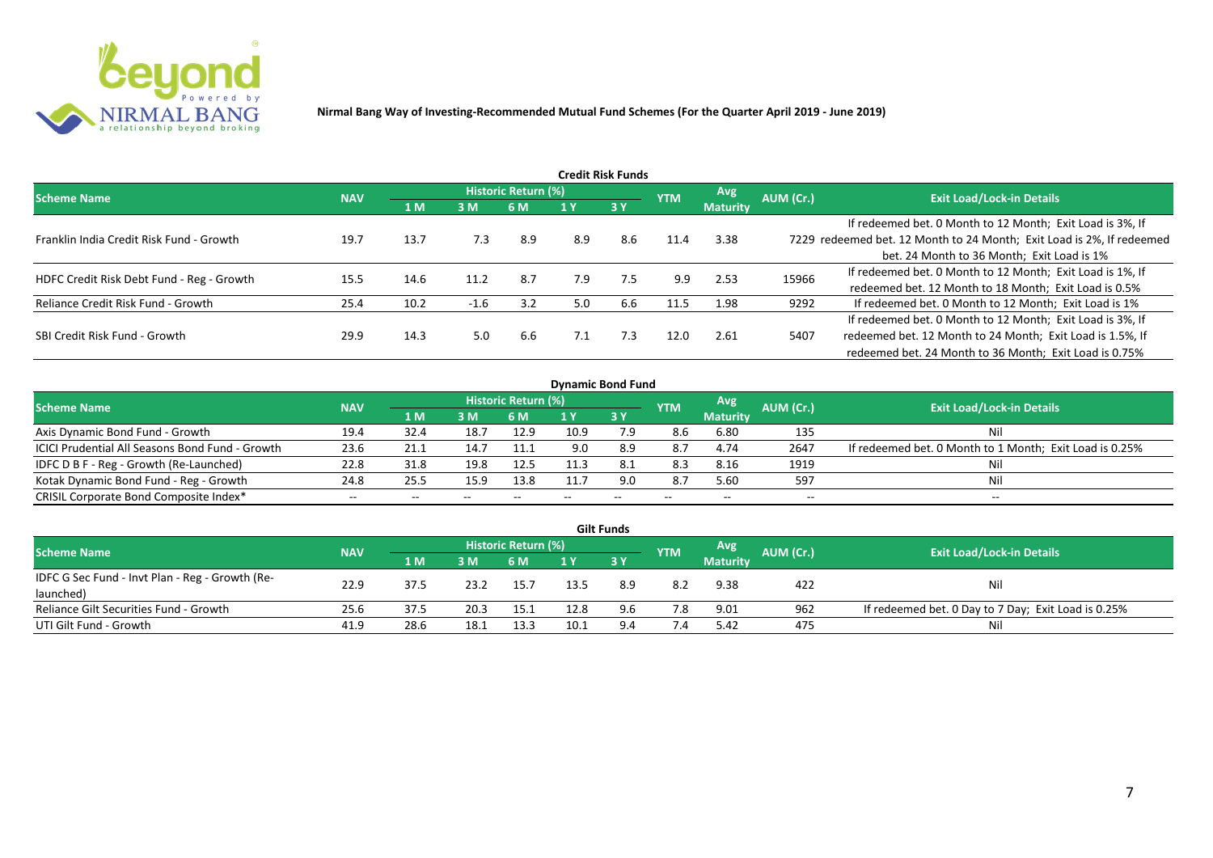Nirmal Bang Way of Investing-Recommended Mutual Fund Schemes (For the Quarter April 2019 - June 2019)

## Credit Risk Funds

| Scheme Name | NAV | Historic Return (%) | | | | | YTM | Avg Maturity | AUM (Cr.) | Exit Load/Lock-in Details |
|---|---|---|---|---|---|---|---|---|---|---|
| | | 1 M | 3 M | 6 M | 1 Y | 3 Y | | | | |
| Franklin India Credit Risk Fund - Growth | 19.7 | 13.7 | 7.3 | 8.9 | 8.9 | 8.6 | 11.4 | 3.38 | 7229 | If redeemed bet. 0 Month to 12 Month; Exit Load is 3%, If redeemed bet. 12 Month to 24 Month; Exit Load is 2%, If redeemed bet. 24 Month to 36 Month; Exit Load is 1% |
| HDFC Credit Risk Debt Fund - Reg - Growth | 15.5 | 14.6 | 11.2 | 8.7 | 7.9 | 7.5 | 9.9 | 2.53 | 15966 | If redeemed bet. 0 Month to 12 Month; Exit Load is 1%, If redeemed bet. 12 Month to 18 Month; Exit Load is 0.5% |
| Reliance Credit Risk Fund - Growth | 25.4 | 10.2 | -1.6 | 3.2 | 5.0 | 6.6 | 11.5 | 1.98 | 9292 | If redeemed bet. 0 Month to 12 Month; Exit Load is 1% |
| SBI Credit Risk Fund - Growth | 29.9 | 14.3 | 5.0 | 6.6 | 7.1 | 7.3 | 12.0 | 2.61 | 5407 | If redeemed bet. 0 Month to 12 Month; Exit Load is 3%, If redeemed bet. 12 Month to 24 Month; Exit Load is 1.5%, If redeemed bet. 24 Month to 36 Month; Exit Load is 0.75% |

## Dynamic Bond Fund

| Scheme Name | NAV | Historic Return (%) | | | | | YTM | Avg Maturity | AUM (Cr.) | Exit Load/Lock-in Details |
|---|---|---|---|---|---|---|---|---|---|---|
| | | 1 M | 3 M | 6 M | 1 Y | 3 Y | | | | |
| Axis Dynamic Bond Fund - Growth | 19.4 | 32.4 | 18.7 | 12.9 | 10.9 | 7.9 | 8.6 | 6.80 | 135 | Nil |
| ICICI Prudential All Seasons Bond Fund - Growth | 23.6 | 21.1 | 14.7 | 11.1 | 9.0 | 8.9 | 8.7 | 4.74 | 2647 | If redeemed bet. 0 Month to 1 Month; Exit Load is 0.25% |
| IDFC D B F - Reg - Growth (Re-Launched) | 22.8 | 31.8 | 19.8 | 12.5 | 11.3 | 8.1 | 8.3 | 8.16 | 1919 | Nil |
| Kotak Dynamic Bond Fund - Reg - Growth | 24.8 | 25.5 | 15.9 | 13.8 | 11.7 | 9.0 | 8.7 | 5.60 | 597 | Nil |
| CRISIL Corporate Bond Composite Index* | -- | -- | -- | -- | -- | -- | -- | -- | -- | -- |

## Gilt Funds

| Scheme Name | NAV | Historic Return (%) | | | | | YTM | Avg Maturity | AUM (Cr.) | Exit Load/Lock-in Details |
|---|---|---|---|---|---|---|---|---|---|---|
| | | 1 M | 3 M | 6 M | 1 Y | 3 Y | | | | |
| IDFC G Sec Fund - Invt Plan - Reg - Growth (Re-launched) | 22.9 | 37.5 | 23.2 | 15.7 | 13.5 | 8.9 | 8.2 | 9.38 | 422 | Nil |
| Reliance Gilt Securities Fund - Growth | 25.6 | 37.5 | 20.3 | 15.1 | 12.8 | 9.6 | 7.8 | 9.01 | 962 | If redeemed bet. 0 Day to 7 Day; Exit Load is 0.25% |
| UTI Gilt Fund - Growth | 41.9 | 28.6 | 18.1 | 13.3 | 10.1 | 9.4 | 7.4 | 5.42 | 475 | Nil |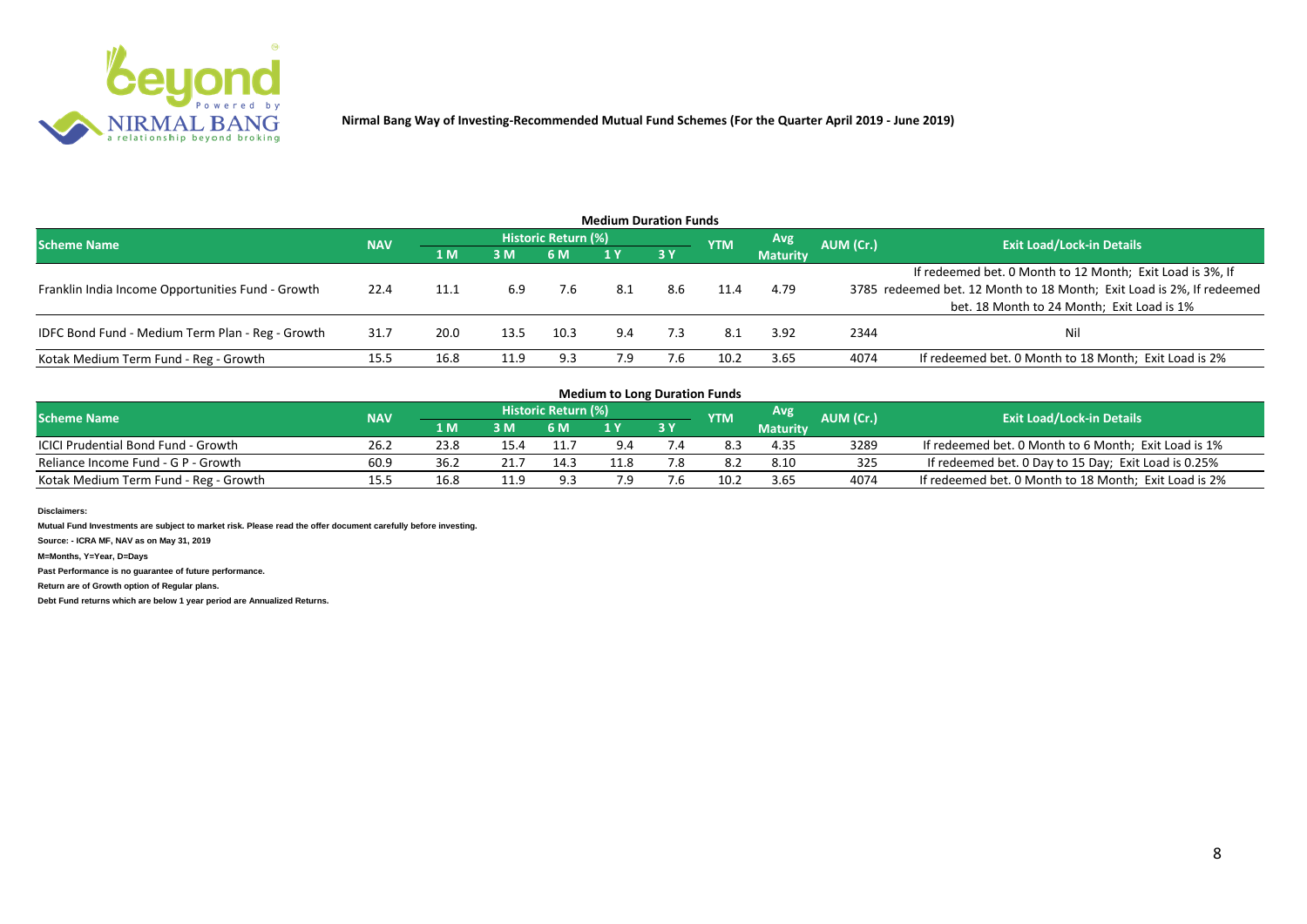Nirmal Bang Way of Investing-Recommended Mutual Fund Schemes (For the Quarter April 2019 - June 2019)

## Medium Duration Funds

| Scheme Name | NAV | Historic Return (%) | | | | | YTM | Avg Maturity | AUM (Cr.) | Exit Load/Lock-in Details |
|---|---|---|---|---|---|---|---|---|---|---|
| | | 1 M | 3 M | 6 M | 1 Y | 3 Y | | | | |
| Franklin India Income Opportunities Fund - Growth | 22.4 | 11.1 | 6.9 | 7.6 | 8.1 | 8.6 | 11.4 | 4.79 | 3785 | If redeemed bet. 0 Month to 12 Month; Exit Load is 3%, If redeemed bet. 12 Month to 18 Month; Exit Load is 2%, If redeemed bet. 18 Month to 24 Month; Exit Load is 1% |
| IDFC Bond Fund - Medium Term Plan - Reg - Growth | 31.7 | 20.0 | 13.5 | 10.3 | 9.4 | 7.3 | 8.1 | 3.92 | 2344 | Nil |
| Kotak Medium Term Fund - Reg - Growth | 15.5 | 16.8 | 11.9 | 9.3 | 7.9 | 7.6 | 10.2 | 3.65 | 4074 | If redeemed bet. 0 Month to 18 Month; Exit Load is 2% |

## Medium to Long Duration Funds

| Scheme Name | NAV | Historic Return (%) | | | | | YTM | Avg Maturity | AUM (Cr.) | Exit Load/Lock-in Details |
|---|---|---|---|---|---|---|---|---|---|---|
| | | 1 M | 3 M | 6 M | 1 Y | 3 Y | | | | |
| ICICI Prudential Bond Fund - Growth | 26.2 | 23.8 | 15.4 | 11.7 | 9.4 | 7.4 | 8.3 | 4.35 | 3289 | If redeemed bet. 0 Month to 6 Month; Exit Load is 1% |
| Reliance Income Fund - G P - Growth | 60.9 | 36.2 | 21.7 | 14.3 | 11.8 | 7.8 | 8.2 | 8.10 | 325 | If redeemed bet. 0 Day to 15 Day; Exit Load is 0.25% |
| Kotak Medium Term Fund - Reg - Growth | 15.5 | 16.8 | 11.9 | 9.3 | 7.9 | 7.6 | 10.2 | 3.65 | 4074 | If redeemed bet. 0 Month to 18 Month; Exit Load is 2% |

**Disclaimers:**

**Mutual Fund Investments are subject to market risk. Please read the offer document carefully before investing.**

**Source: - ICRA MF, NAV as on May 31, 2019**

**M=Months, Y=Year, D=Days**

**Past Performance is no guarantee of future performance.**

**Return are of Growth option of Regular plans.**

**Debt Fund returns which are below 1 year period are Annualized Returns.**